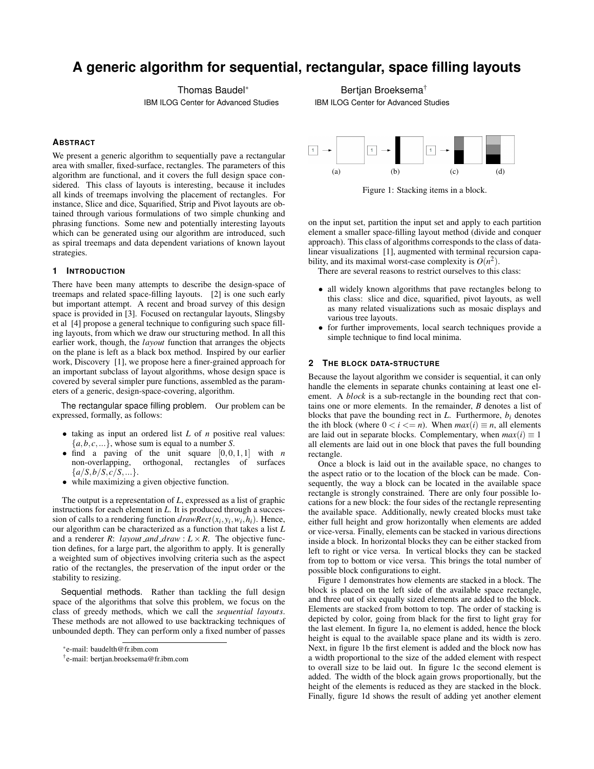# A generic algorithm for sequential, rectangular, space filling layouts

Thomas Baudel*
IBM ILOG Center for Advanced Studies

Bertjan Broeksema†
IBM ILOG Center for Advanced Studies

## Abstract

We present a generic algorithm to sequentially pave a rectangular area with smaller, fixed-surface, rectangles. The parameters of this algorithm are functional, and it covers the full design space considered. This class of layouts is interesting, because it includes all kinds of treemaps involving the placement of rectangles. For instance, Slice and dice, Squarified, Strip and Pivot layouts are obtained through various formulations of two simple chunking and phrasing functions. Some new and potentially interesting layouts which can be generated using our algorithm are introduced, such as spiral treemaps and data dependent variations of known layout strategies.

## 1 Introduction

There have been many attempts to describe the design-space of treemaps and related space-filling layouts. [2] is one such early but important attempt. A recent and broad survey of this design space is provided in [3]. Focused on rectangular layouts, Slingsby et al [4] propose a general technique to configuring such space filling layouts, from which we draw our structuring method. In all this earlier work, though, the *layout* function that arranges the objects on the plane is left as a black box method. Inspired by our earlier work, Discovery [1], we propose here a finer-grained approach for an important subclass of layout algorithms, whose design space is covered by several simpler pure functions, assembled as the parameters of a generic, design-space-covering, algorithm.

**The rectangular space filling problem.** Our problem can be expressed, formally, as follows:

- taking as input an ordered list $L$ of $n$ positive real values: $\{a, b, c, ...\}$, whose sum is equal to a number $S$.
- find a paving of the unit square $[0, 0, 1, 1]$ with $n$ non-overlapping, orthogonal, rectangles of surfaces $\{a/S, b/S, c/S, ...\}$.
- while maximizing a given objective function.

The output is a representation of $L$, expressed as a list of graphic instructions for each element in $L$. It is produced through a succession of calls to a rendering function $drawRect(x_i, y_i, w_i, h_i)$. Hence, our algorithm can be characterized as a function that takes a list $L$ and a renderer $R$: $layout\_and\_draw : L \times R$. The objective function defines, for a large part, the algorithm to apply. It is generally a weighted sum of objectives involving criteria such as the aspect ratio of the rectangles, the preservation of the input order or the stability to resizing.

**Sequential methods.** Rather than tackling the full design space of the algorithms that solve this problem, we focus on the class of greedy methods, which we call the *sequential layouts*. These methods are not allowed to use backtracking techniques of unbounded depth. They can perform only a fixed number of passes on the input set, partition the input set and apply to each partition element a smaller space-filling layout method (divide and conquer approach). This class of algorithms corresponds to the class of data-linear visualizations [1], augmented with terminal recursion capability, and its maximal worst-case complexity is $O(n^2)$.

There are several reasons to restrict ourselves to this class:

- all widely known algorithms that pave rectangles belong to this class: slice and dice, squarified, pivot layouts, as well as many related visualizations such as mosaic displays and various tree layouts.
- for further improvements, local search techniques provide a simple technique to find local minima.

*e-mail: baudelth@fr.ibm.com
†e-mail: bertjan.broeksema@fr.ibm.com

Figure 1: Stacking items in a block.

## 2 The block data-structure

Because the layout algorithm we consider is sequential, it can only handle the elements in separate chunks containing at least one element. A *block* is a sub-rectangle in the bounding rect that contains one or more elements. In the remainder, $B$ denotes a list of blocks that pave the bounding rect in $L$. Furthermore, $b_i$ denotes the ith block (where $0 < i <= n$). When $max(i) \equiv n$, all elements are laid out in separate blocks. Complementary, when $max(i) \equiv 1$ all elements are laid out in one block that paves the full bounding rectangle.

Once a block is laid out in the available space, no changes to the aspect ratio or to the location of the block can be made. Consequently, the way a block can be located in the available space rectangle is strongly constrained. There are only four possible locations for a new block: the four sides of the rectangle representing the available space. Additionally, newly created blocks must take either full height and grow horizontally when elements are added or vice-versa. Finally, elements can be stacked in various directions inside a block. In horizontal blocks they can be either stacked from left to right or vice versa. In vertical blocks they can be stacked from top to bottom or vice versa. This brings the total number of possible block configurations to eight.

Figure 1 demonstrates how elements are stacked in a block. The block is placed on the left side of the available space rectangle, and three out of six equally sized elements are added to the block. Elements are stacked from bottom to top. The order of stacking is depicted by color, going from black for the first to light gray for the last element. In figure 1a, no element is added, hence the block height is equal to the available space plane and its width is zero. Next, in figure 1b the first element is added and the block now has a width proportional to the size of the added element with respect to overall size to be laid out. In figure 1c the second element is added. The width of the block again grows proportionally, but the height of the elements is reduced as they are stacked in the block. Finally, figure 1d shows the result of adding yet another element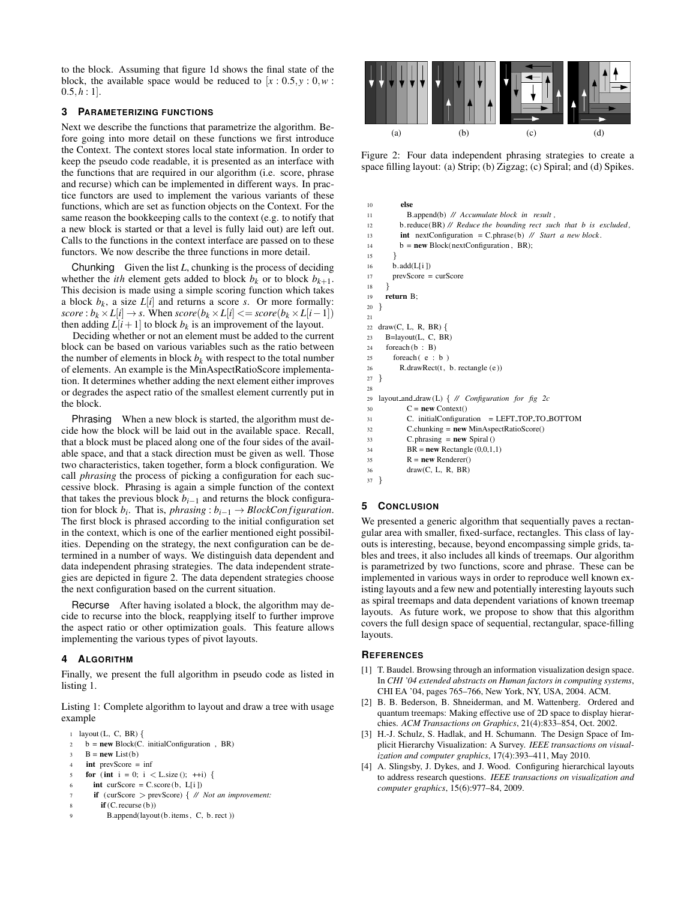to the block. Assuming that figure 1d shows the final state of the block, the available space would be reduced to $[x : 0.5, y : 0, w : 0.5, h : 1]$.

## 3 Parameterizing functions

Next we describe the functions that parametrize the algorithm. Before going into more detail on these functions we first introduce the Context. The context stores local state information. In order to keep the pseudo code readable, it is presented as an interface with the functions that are required in our algorithm (i.e. score, phrase and recurse) which can be implemented in different ways. In practice functors are used to implement the various variants of these functions, which are set as function objects on the Context. For the same reason the bookkeeping calls to the context (e.g. to notify that a new block is started or that a level is fully laid out) are left out. Calls to the functions in the context interface are passed on to these functors. We now describe the three functions in more detail.

**Chunking** Given the list $L$, chunking is the process of deciding whether the *ith* element gets added to block $b_k$ or to block $b_{k+1}$. This decision is made using a simple scoring function which takes a block $b_k$, a size $L[i]$ and returns a score $s$. Or more formally: $score : b_k \times L[i] \rightarrow s$. When $score(b_k \times L[i] <= score(b_k \times L[i-1])$ then adding $L[i+1]$ to block $b_k$ is an improvement of the layout.

Deciding whether or not an element must be added to the current block can be based on various variables such as the ratio between the number of elements in block $b_k$ with respect to the total number of elements. An example is the MinAspectRatioScore implementation. It determines whether adding the next element either improves or degrades the aspect ratio of the smallest element currently put in the block.

**Phrasing** When a new block is started, the algorithm must decide how the block will be laid out in the available space. Recall, that a block must be placed along one of the four sides of the available space, and that a stack direction must be given as well. Those two characteristics, taken together, form a block configuration. We call *phrasing* the process of picking a configuration for each successive block. Phrasing is again a simple function of the context that takes the previous block $b_{i-1}$ and returns the block configuration for block $b_i$. That is, $phrasing : b_{i-1} \rightarrow BlockConfiguration$. The first block is phrased according to the initial configuration set in the context, which is one of the earlier mentioned eight possibilities. Depending on the strategy, the next configuration can be determined in a number of ways. We distinguish data dependent and data independent phrasing strategies. The data independent strategies are depicted in figure 2. The data dependent strategies choose the next configuration based on the current situation.

**Recurse** After having isolated a block, the algorithm may decide to recurse into the block, reapplying itself to further improve the aspect ratio or other optimization goals. This feature allows implementing the various types of pivot layouts.

## 4 Algorithm

Finally, we present the full algorithm in pseudo code as listed in listing 1.

Listing 1: Complete algorithm to layout and draw a tree with usage example

```
1  layout(L, C, BR) {
2    b = new Block(C. initialConfiguration , BR)
3    B = new List(b)
4    int prevScore = inf
5    for (int i = 0; i < L.size (); ++i) {
6      int curScore = C.score(b, L[i])
7      if (curScore > prevScore) { // Not an improvement:
8        if(C.recurse(b))
9          B.append(layout(b.items, C, b. rect ))
10       else
11         B.append(b) // Accumulate block in result ,
12       b.reduce(BR) // Reduce the bounding rect such that b is excluded,
13       int nextConfiguration = C.phrase(b) // Start a new block.
14       b = new Block(nextConfiguration , BR);
15     }
16     b.add(L[i])
17     prevScore = curScore
18   }
19   return B;
20 }
21
22 draw(C, L, R, BR) {
23   B=layout(L, C, BR)
24   foreach(b : B)
25     foreach( e : b )
26       R.drawRect(t, b. rectangle (e))
27 }
28
29 layout_and_draw(L) { // Configuration for fig 2c
30     C = new Context()
31     C. initialConfiguration = LEFT_TOP_TO_BOTTOM
32     C.chunking = new MinAspectRatioScore()
33     C.phrasing = new Spiral ()
34     BR = new Rectangle (0,0,1,1)
35     R = new Renderer()
36     draw(C, L, R, BR)
37 }
```

(a) (b) (c) (d)

Figure 2: Four data independent phrasing strategies to create a space filling layout: (a) Strip; (b) Zigzag; (c) Spiral; and (d) Spikes.

## 5 Conclusion

We presented a generic algorithm that sequentially paves a rectangular area with smaller, fixed-surface, rectangles. This class of layouts is interesting, because, beyond encompassing simple grids, tables and trees, it also includes all kinds of treemaps. Our algorithm is parametrized by two functions, score and phrase. These can be implemented in various ways in order to reproduce well known existing layouts and a few new and potentially interesting layouts such as spiral treemaps and data dependent variations of known treemap layouts. As future work, we propose to show that this algorithm covers the full design space of sequential, rectangular, space-filling layouts.

## References

[1] T. Baudel. Browsing through an information visualization design space. In *CHI '04 extended abstracts on Human factors in computing systems*, CHI EA '04, pages 765–766, New York, NY, USA, 2004. ACM.

[2] B. B. Bederson, B. Shneiderman, and M. Wattenberg. Ordered and quantum treemaps: Making effective use of 2D space to display hierarchies. *ACM Transactions on Graphics*, 21(4):833–854, Oct. 2002.

[3] H.-J. Schulz, S. Hadlak, and H. Schumann. The Design Space of Implicit Hierarchy Visualization: A Survey. *IEEE transactions on visualization and computer graphics*, 17(4):393–411, May 2010.

[4] A. Slingsby, J. Dykes, and J. Wood. Configuring hierarchical layouts to address research questions. *IEEE transactions on visualization and computer graphics*, 15(6):977–84, 2009.